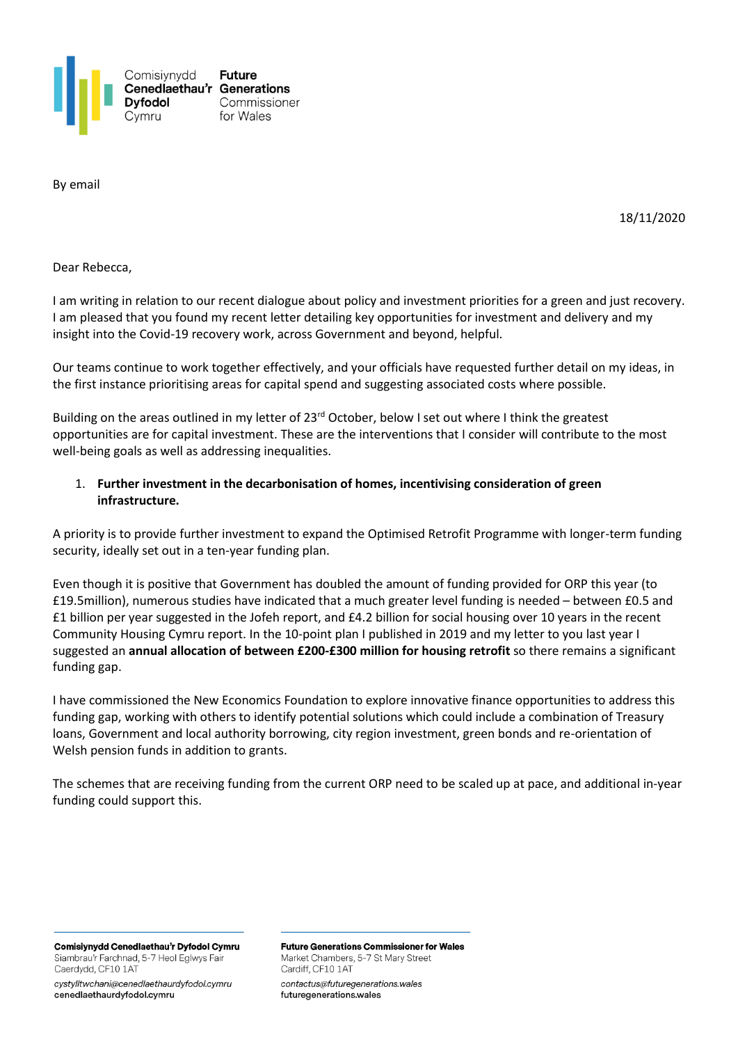By email

18/11/2020

Dear Rebecca,

I am writing in relation to our recent dialogue about policy and investment priorities for a green and just recovery. I am pleased that you found my recent letter detailing key opportunities for investment and delivery and my insight into the Covid-19 recovery work, across Government and beyond, helpful.

Our teams continue to work together effectively, and your officials have requested further detail on my ideas, in the first instance prioritising areas for capital spend and suggesting associated costs where possible.

Building on the areas outlined in my letter of 23rd October, below I set out where I think the greatest opportunities are for capital investment. These are the interventions that I consider will contribute to the most well-being goals as well as addressing inequalities.

1. **Further investment in the decarbonisation of homes, incentivising consideration of green infrastructure.**

A priority is to provide further investment to expand the Optimised Retrofit Programme with longer-term funding security, ideally set out in a ten-year funding plan.

Even though it is positive that Government has doubled the amount of funding provided for ORP this year (to £19.5million), numerous studies have indicated that a much greater level funding is needed – between £0.5 and £1 billion per year suggested in the Jofeh report, and £4.2 billion for social housing over 10 years in the recent Community Housing Cymru report. In the 10-point plan I published in 2019 and my letter to you last year I suggested an **annual allocation of between £200-£300 million for housing retrofit** so there remains a significant funding gap.

I have commissioned the New Economics Foundation to explore innovative finance opportunities to address this funding gap, working with others to identify potential solutions which could include a combination of Treasury loans, Government and local authority borrowing, city region investment, green bonds and re-orientation of Welsh pension funds in addition to grants.

The schemes that are receiving funding from the current ORP need to be scaled up at pace, and additional in-year funding could support this.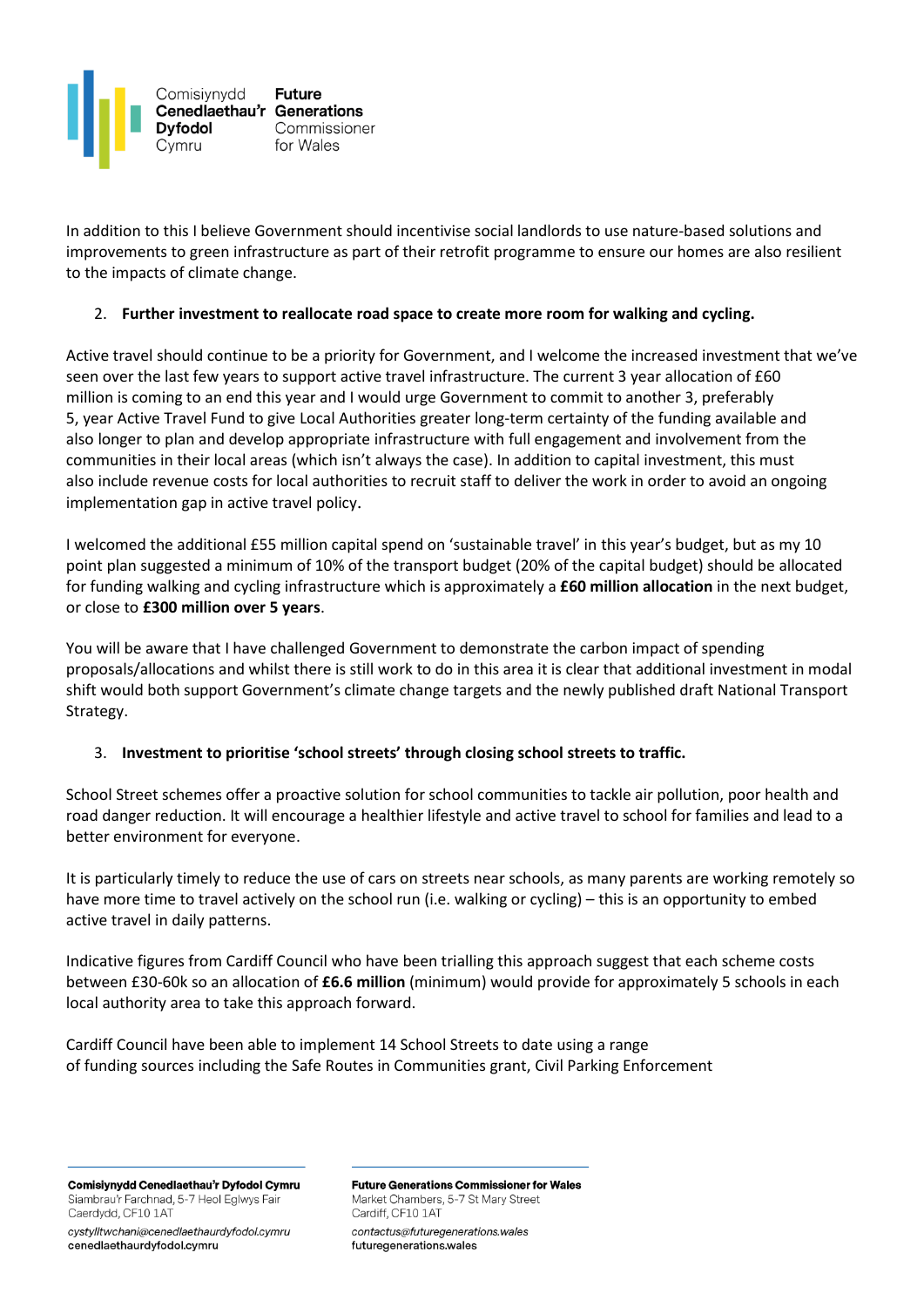In addition to this I believe Government should incentivise social landlords to use nature-based solutions and improvements to green infrastructure as part of their retrofit programme to ensure our homes are also resilient to the impacts of climate change.

2. **Further investment to reallocate road space to create more room for walking and cycling.**

Active travel should continue to be a priority for Government, and I welcome the increased investment that we've seen over the last few years to support active travel infrastructure. The current 3 year allocation of £60 million is coming to an end this year and I would urge Government to commit to another 3, preferably 5, year Active Travel Fund to give Local Authorities greater long-term certainty of the funding available and also longer to plan and develop appropriate infrastructure with full engagement and involvement from the communities in their local areas (which isn't always the case). In addition to capital investment, this must also include revenue costs for local authorities to recruit staff to deliver the work in order to avoid an ongoing implementation gap in active travel policy.

I welcomed the additional £55 million capital spend on 'sustainable travel' in this year's budget, but as my 10 point plan suggested a minimum of 10% of the transport budget (20% of the capital budget) should be allocated for funding walking and cycling infrastructure which is approximately a **£60 million allocation** in the next budget, or close to **£300 million over 5 years**.

You will be aware that I have challenged Government to demonstrate the carbon impact of spending proposals/allocations and whilst there is still work to do in this area it is clear that additional investment in modal shift would both support Government's climate change targets and the newly published draft National Transport Strategy.

3. **Investment to prioritise 'school streets' through closing school streets to traffic.**

School Street schemes offer a proactive solution for school communities to tackle air pollution, poor health and road danger reduction. It will encourage a healthier lifestyle and active travel to school for families and lead to a better environment for everyone.

It is particularly timely to reduce the use of cars on streets near schools, as many parents are working remotely so have more time to travel actively on the school run (i.e. walking or cycling) – this is an opportunity to embed active travel in daily patterns.

Indicative figures from Cardiff Council who have been trialling this approach suggest that each scheme costs between £30-60k so an allocation of **£6.6 million** (minimum) would provide for approximately 5 schools in each local authority area to take this approach forward.

Cardiff Council have been able to implement 14 School Streets to date using a range of funding sources including the Safe Routes in Communities grant, Civil Parking Enforcement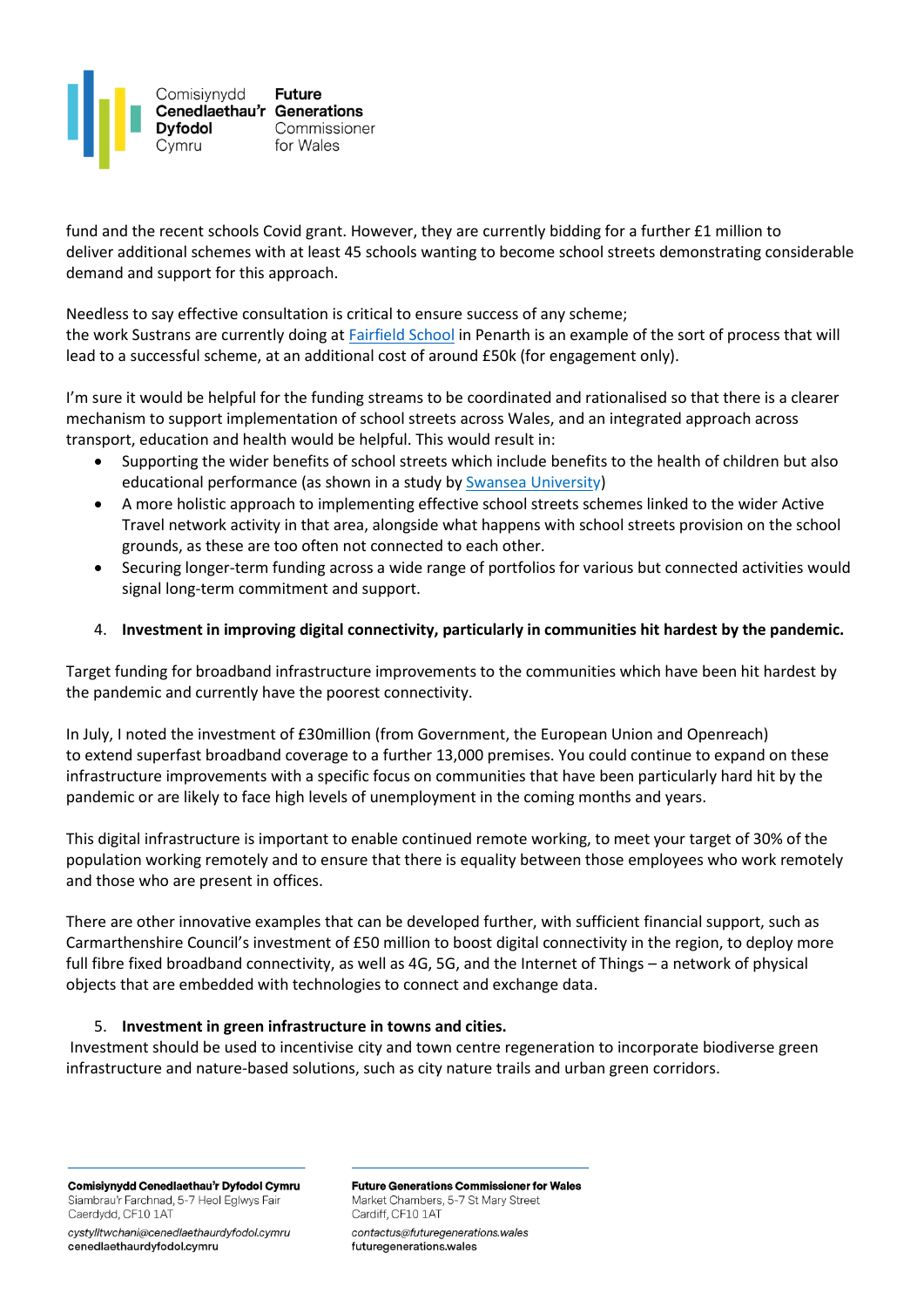fund and the recent schools Covid grant. However, they are currently bidding for a further £1 million to deliver additional schemes with at least 45 schools wanting to become school streets demonstrating considerable demand and support for this approach.

Needless to say effective consultation is critical to ensure success of any scheme; the work Sustrans are currently doing at Fairfield School in Penarth is an example of the sort of process that will lead to a successful scheme, at an additional cost of around £50k (for engagement only).

I'm sure it would be helpful for the funding streams to be coordinated and rationalised so that there is a clearer mechanism to support implementation of school streets across Wales, and an integrated approach across transport, education and health would be helpful. This would result in:

- Supporting the wider benefits of school streets which include benefits to the health of children but also educational performance (as shown in a study by Swansea University)
- A more holistic approach to implementing effective school streets schemes linked to the wider Active Travel network activity in that area, alongside what happens with school streets provision on the school grounds, as these are too often not connected to each other.
- Securing longer-term funding across a wide range of portfolios for various but connected activities would signal long-term commitment and support.

4. **Investment in improving digital connectivity, particularly in communities hit hardest by the pandemic.**

Target funding for broadband infrastructure improvements to the communities which have been hit hardest by the pandemic and currently have the poorest connectivity.

In July, I noted the investment of £30million (from Government, the European Union and Openreach) to extend superfast broadband coverage to a further 13,000 premises. You could continue to expand on these infrastructure improvements with a specific focus on communities that have been particularly hard hit by the pandemic or are likely to face high levels of unemployment in the coming months and years.

This digital infrastructure is important to enable continued remote working, to meet your target of 30% of the population working remotely and to ensure that there is equality between those employees who work remotely and those who are present in offices.

There are other innovative examples that can be developed further, with sufficient financial support, such as Carmarthenshire Council's investment of £50 million to boost digital connectivity in the region, to deploy more full fibre fixed broadband connectivity, as well as 4G, 5G, and the Internet of Things – a network of physical objects that are embedded with technologies to connect and exchange data.

5. **Investment in green infrastructure in towns and cities.**

Investment should be used to incentivise city and town centre regeneration to incorporate biodiverse green infrastructure and nature-based solutions, such as city nature trails and urban green corridors.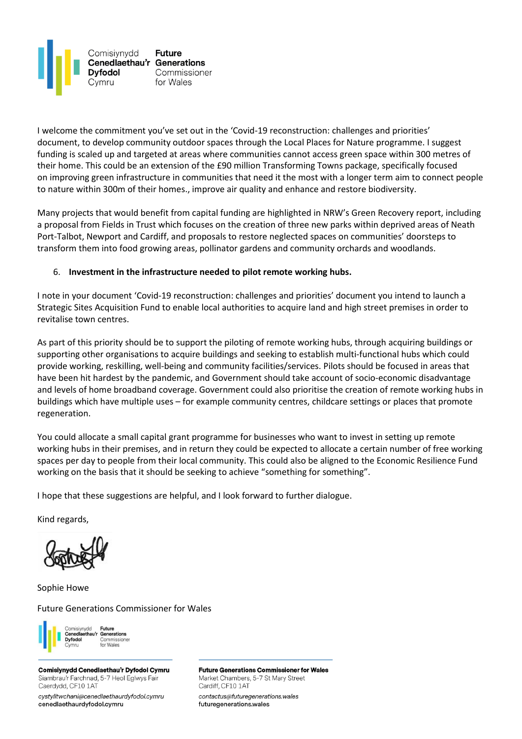I welcome the commitment you've set out in the 'Covid-19 reconstruction: challenges and priorities' document, to develop community outdoor spaces through the Local Places for Nature programme. I suggest funding is scaled up and targeted at areas where communities cannot access green space within 300 metres of their home. This could be an extension of the £90 million Transforming Towns package, specifically focused on improving green infrastructure in communities that need it the most with a longer term aim to connect people to nature within 300m of their homes., improve air quality and enhance and restore biodiversity.

Many projects that would benefit from capital funding are highlighted in NRW's Green Recovery report, including a proposal from Fields in Trust which focuses on the creation of three new parks within deprived areas of Neath Port-Talbot, Newport and Cardiff, and proposals to restore neglected spaces on communities' doorsteps to transform them into food growing areas, pollinator gardens and community orchards and woodlands.

6. **Investment in the infrastructure needed to pilot remote working hubs.**

I note in your document 'Covid-19 reconstruction: challenges and priorities' document you intend to launch a Strategic Sites Acquisition Fund to enable local authorities to acquire land and high street premises in order to revitalise town centres.

As part of this priority should be to support the piloting of remote working hubs, through acquiring buildings or supporting other organisations to acquire buildings and seeking to establish multi-functional hubs which could provide working, reskilling, well-being and community facilities/services. Pilots should be focused in areas that have been hit hardest by the pandemic, and Government should take account of socio-economic disadvantage and levels of home broadband coverage. Government could also prioritise the creation of remote working hubs in buildings which have multiple uses – for example community centres, childcare settings or places that promote regeneration.

You could allocate a small capital grant programme for businesses who want to invest in setting up remote working hubs in their premises, and in return they could be expected to allocate a certain number of free working spaces per day to people from their local community. This could also be aligned to the Economic Resilience Fund working on the basis that it should be seeking to achieve "something for something".

I hope that these suggestions are helpful, and I look forward to further dialogue.

Kind regards,

Sophie Howe

Future Generations Commissioner for Wales

**Comisiynydd Cenedlaethau'r Dyfodol Cymru**
Siambrau'r Farchnad, 5-7 Heol Eglwys Fair
Caerdydd, CF10 1AT
*cystylltwchani@cenedlaethaurdyfodol.cymru*
cenedlaethaurdyfodol.cymru

**Future Generations Commissioner for Wales**
Market Chambers, 5-7 St Mary Street
Cardiff, CF10 1AT
*contactus@futuregenerations.wales*
futuregenerations.wales